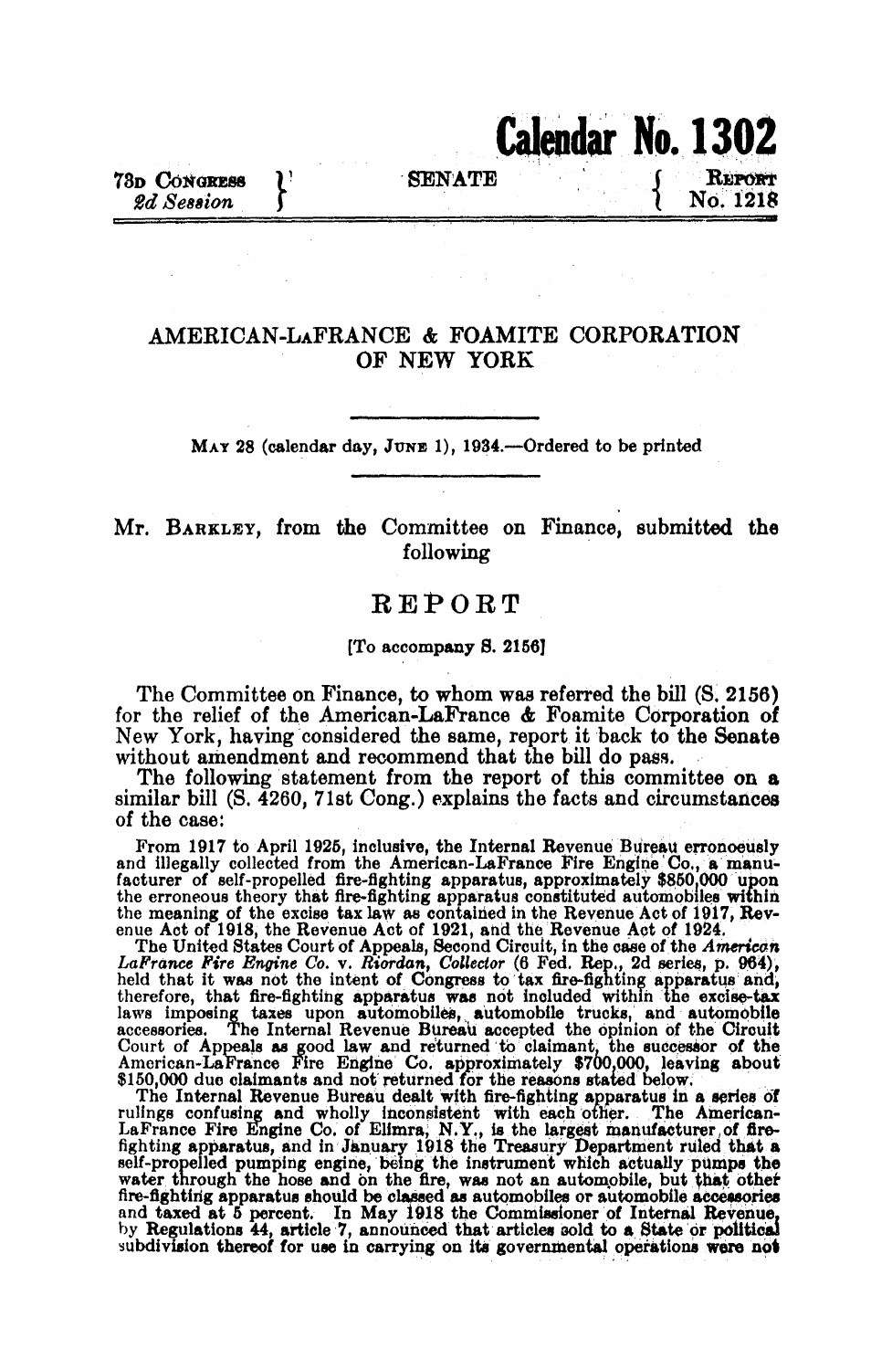**Calendar No. 1302**

73d Congress, 2d Session — SENATE — Report No. 1218

# AMERICAN-LaFRANCE & FOAMITE CORPORATION OF NEW YORK

May 28 (calendar day, June 1), 1934.—Ordered to be printed

Mr. Barkley, from the Committee on Finance, submitted the following

## REPORT

[To accompany S. 2156]

The Committee on Finance, to whom was referred the bill (S. 2156) for the relief of the American-LaFrance & Foamite Corporation of New York, having considered the same, report it back to the Senate without amendment and recommend that the bill do pass.

The following statement from the report of this committee on a similar bill (S. 4260, 71st Cong.) explains the facts and circumstances of the case:

From 1917 to April 1925, inclusive, the Internal Revenue Bureau erroneously and illegally collected from the American-LaFrance Fire Engine Co., a manufacturer of self-propelled fire-fighting apparatus, approximately $850,000 upon the erroneous theory that fire-fighting apparatus constituted automobiles within the meaning of the excise tax law as contained in the Revenue Act of 1917, Revenue Act of 1918, the Revenue Act of 1921, and the Revenue Act of 1924.

The United States Court of Appeals, Second Circuit, in the case of the *American LaFrance Fire Engine Co.* v. *Riordan, Collector* (6 Fed. Rep., 2d series, p. 964), held that it was not the intent of Congress to tax fire-fighting apparatus and, therefore, that fire-fighting apparatus was not included within the excise-tax laws imposing taxes upon automobiles, automobile trucks, and automobile accessories. The Internal Revenue Bureau accepted the opinion of the Circuit Court of Appeals as good law and returned to claimant, the successor of the American-LaFrance Fire Engine Co. approximately $700,000, leaving about $150,000 due claimants and not returned for the reasons stated below.

The Internal Revenue Bureau dealt with fire-fighting apparatus in a series of rulings confusing and wholly inconsistent with each other. The American-LaFrance Fire Engine Co. of Elimra, N.Y., is the largest manufacturer of fire-fighting apparatus, and in January 1918 the Treasury Department ruled that a self-propelled pumping engine, being the instrument which actually pumps the water through the hose and on the fire, was not an automobile, but that other fire-fighting apparatus should be classed as automobiles or automobile accessories and taxed at 5 percent. In May 1918 the Commissioner of Internal Revenue, by Regulations 44, article 7, announced that articles sold to a State or political subdivision thereof for use in carrying on its governmental operations were not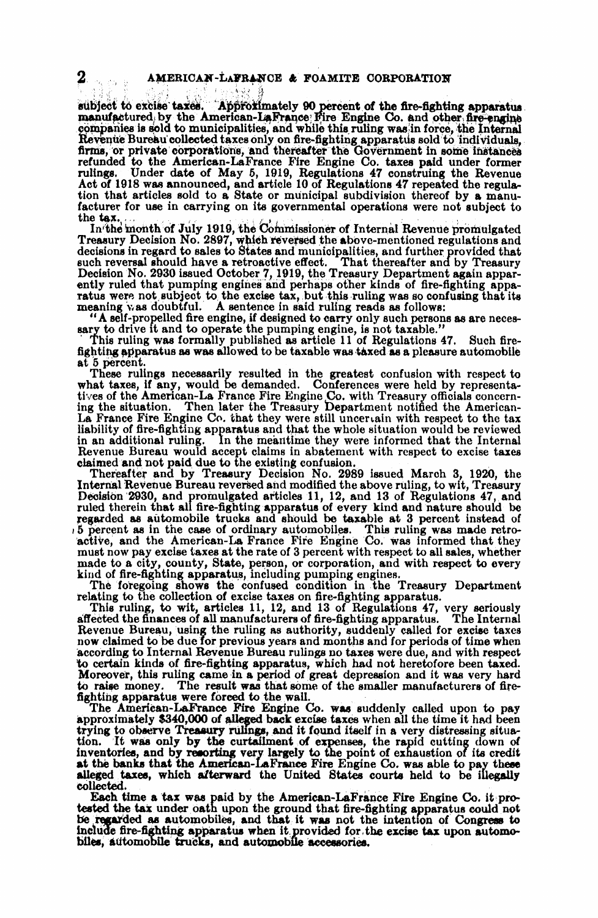subject to excise taxes. Approximately 90 percent of the fire-fighting apparatus manufactured by the American-LaFrance Fire Engine Co. and other fire-engine companies is sold to municipalities, and while this ruling was in force, the Internal Revenue Bureau collected taxes only on fire-fighting apparatus sold to individuals, firms, or private corporations, and thereafter the Government in some instances refunded to the American-LaFrance Fire Engine Co. taxes paid under former rulings. Under date of May 5, 1919, Regulations 47 construing the Revenue Act of 1918 was announced, and article 10 of Regulations 47 repeated the regulation that articles sold to a State or municipal subdivision thereof by a manufacturer for use in carrying on its governmental operations were not subject to the tax.

In the month of July 1919, the Commissioner of Internal Revenue promulgated Treasury Decision No. 2897, which reversed the above-mentioned regulations and decisions in regard to sales to States and municipalities, and further provided that such reversal should have a retroactive effect. That thereafter and by Treasury Decision No. 2930 issued October 7, 1919, the Treasury Department again apparently ruled that pumping engines and perhaps other kinds of fire-fighting apparatus were not subject to the excise tax, but this ruling was so confusing that its meaning was doubtful. A sentence in said ruling reads as follows:

"A self-propelled fire engine, if designed to carry only such persons as are necessary to drive it and to operate the pumping engine, is not taxable."

This ruling was formally published as article 11 of Regulations 47. Such fire-fighting apparatus as was allowed to be taxable was taxed as a pleasure automobile at 5 percent.

These rulings necessarily resulted in the greatest confusion with respect to what taxes, if any, would be demanded. Conferences were held by representatives of the American-La France Fire Engine Co. with Treasury officials concerning the situation. Then later the Treasury Department notified the American-La France Fire Engine Co. that they were still uncertain with respect to the tax liability of fire-fighting apparatus and that the whole situation would be reviewed in an additional ruling. In the meantime they were informed that the Internal Revenue Bureau would accept claims in abatement with respect to excise taxes claimed and not paid due to the existing confusion.

Thereafter and by Treasury Decision No. 2989 issued March 3, 1920, the Internal Revenue Bureau reversed and modified the above ruling, to wit, Treasury Decision 2930, and promulgated articles 11, 12, and 13 of Regulations 47, and ruled therein that all fire-fighting apparatus of every kind and nature should be regarded as automobile trucks and should be taxable at 3 percent instead of 5 percent as in the case of ordinary automobiles. This ruling was made retroactive, and the American-La France Fire Engine Co. was informed that they must now pay excise taxes at the rate of 3 percent with respect to all sales, whether made to a city, county, State, person, or corporation, and with respect to every kind of fire-fighting apparatus, including pumping engines.

The foregoing shows the confused condition in the Treasury Department relating to the collection of excise taxes on fire-fighting apparatus.

This ruling, to wit, articles 11, 12, and 13 of Regulations 47, very seriously affected the finances of all manufacturers of fire-fighting apparatus. The Internal Revenue Bureau, using the ruling as authority, suddenly called for excise taxes now claimed to be due for previous years and months and for periods of time when according to Internal Revenue Bureau rulings no taxes were due, and with respect to certain kinds of fire-fighting apparatus, which had not heretofore been taxed. Moreover, this ruling came in a period of great depression and it was very hard to raise money. The result was that some of the smaller manufacturers of fire-fighting apparatus were forced to the wall.

The American-LaFrance Fire Engine Co. was suddenly called upon to pay approximately $340,000 of alleged back excise taxes when all the time it had been trying to observe Treasury rulings, and it found itself in a very distressing situation. It was only by the curtailment of expenses, the rapid cutting down of inventories, and by resorting very largely to the point of exhaustion of its credit at the banks that the American-LaFrance Fire Engine Co. was able to pay these alleged taxes, which afterward the United States courts held to be illegally collected.

Each time a tax was paid by the American-LaFrance Fire Engine Co. it protested the tax under oath upon the ground that fire-fighting apparatus could not be regarded as automobiles, and that it was not the intention of Congress to include fire-fighting apparatus when it provided for the excise tax upon automobiles, automobile trucks, and automobile accessories.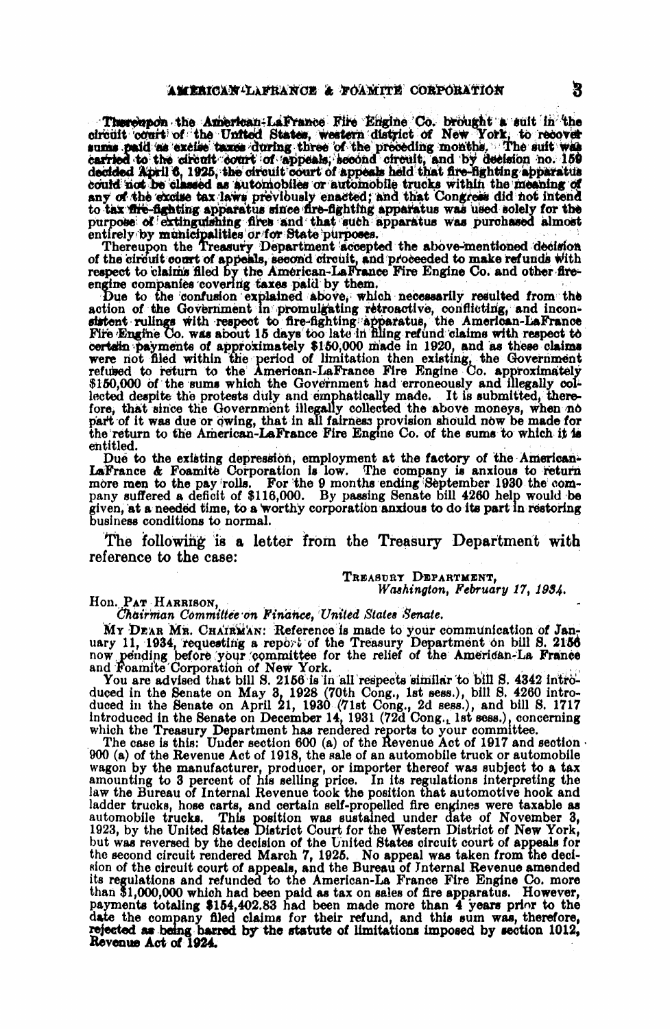Thereupon the American-LaFrance Fire Engine Co. brought a suit in the circuit court of the United States, western district of New York, to recover sums paid as excise taxes during three of the preceding months. The suit was carried to the circuit court of appeals, second circuit, and by decision no. 159 decided April 6, 1925, the circuit court of appeals held that fire-fighting apparatus could not be classed as automobiles or automobile trucks within the meaning of any of the excise tax laws previously enacted; and that Congress did not intend to tax fire-fighting apparatus since fire-fighting apparatus was used solely for the purpose of extinguishing fires and that such apparatus was purchased almost entirely by municipalities or for State purposes.

Thereupon the Treasury Department accepted the above-mentioned decision of the circuit court of appeals, second circuit, and proceeded to make refunds with respect to claims filed by the American-LaFrance Fire Engine Co. and other fire-engine companies covering taxes paid by them.

Due to the confusion explained above, which necessarily resulted from the action of the Government in promulgating retroactive, conflicting, and inconsistent rulings with respect to fire-fighting apparatus, the American-LaFrance Fire Engine Co. was about 15 days too late in filing refund claims with respect to certain payments of approximately $150,000 made in 1920, and as these claims were not filed within the period of limitation then existing, the Government refused to return to the American-LaFrance Fire Engine Co. approximately $150,000 of the sums which the Government had erroneously and illegally collected despite the protests duly and emphatically made. It is submitted, therefore, that since the Government illegally collected the above moneys, when no part of it was due or owing, that in all fairness provision should now be made for the return to the American-LaFrance Fire Engine Co. of the sums to which it is entitled.

Due to the existing depression, employment at the factory of the American-LaFrance & Foamite Corporation is low. The company is anxious to return more men to the pay rolls. For the 9 months ending September 1930 the company suffered a deficit of $116,000. By passing Senate bill 4260 help would be given, at a needed time, to a worthy corporation anxious to do its part in restoring business conditions to normal.

The following is a letter from the Treasury Department with reference to the case:

TREASURY DEPARTMENT,
*Washington, February 17, 1934.*

Hon. PAT HARRISON,
*Chairman Committee on Finance, United States Senate.*

MY DEAR MR. CHAIRMAN: Reference is made to your communication of January 11, 1934, requesting a report of the Treasury Department on bill S. 2156 now pending before your committee for the relief of the American-La France and Foamite Corporation of New York.

You are advised that bill S. 2156 is in all respects similar to bill S. 4342 introduced in the Senate on May 3, 1928 (70th Cong., 1st sess.), bill S. 4260 introduced in the Senate on April 21, 1930 (71st Cong., 2d sess.), and bill S. 1717 introduced in the Senate on December 14, 1931 (72d Cong., 1st sess.), concerning which the Treasury Department has rendered reports to your committee.

The case is this: Under section 600 (a) of the Revenue Act of 1917 and section 900 (a) of the Revenue Act of 1918, the sale of an automobile truck or automobile wagon by the manufacturer, producer, or importer thereof was subject to a tax amounting to 3 percent of his selling price. In its regulations interpreting the law the Bureau of Internal Revenue took the position that automotive hook and ladder trucks, hose carts, and certain self-propelled fire engines were taxable as automobile trucks. This position was sustained under date of November 3, 1923, by the United States District Court for the Western District of New York, but was reversed by the decision of the United States circuit court of appeals for the second circuit rendered March 7, 1925. No appeal was taken from the decision of the circuit court of appeals, and the Bureau of Internal Revenue amended its regulations and refunded to the American-La France Fire Engine Co. more than $1,000,000 which had been paid as tax on sales of fire apparatus. However, payments totaling $154,402.83 had been made more than 4 years prior to the date the company filed claims for their refund, and this sum was, therefore, rejected as being barred by the statute of limitations imposed by section 1012, Revenue Act of 1924.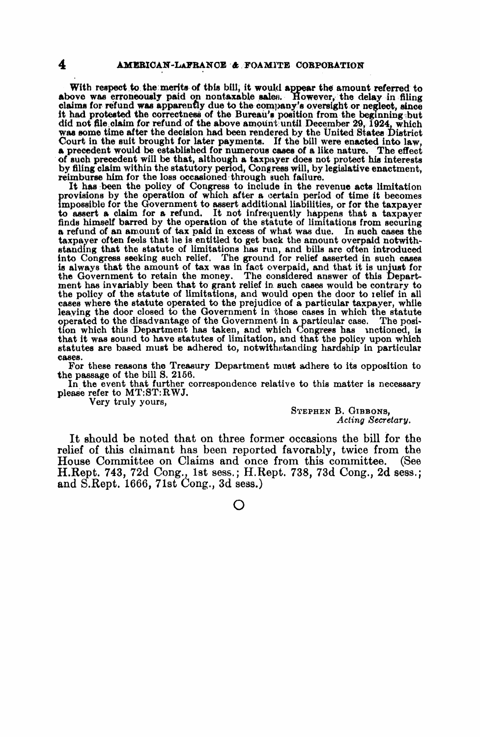With respect to the merits of this bill, it would appear the amount referred to above was erroneously paid on nontaxable sales. However, the delay in filing claims for refund was apparently due to the company's oversight or neglect, since it had protested the correctness of the Bureau's position from the beginning but did not file claim for refund of the above amount until December 29, 1924, which was some time after the decision had been rendered by the United States District Court in the suit brought for later payments. If the bill were enacted into law, a precedent would be established for numerous cases of a like nature. The effect of such precedent will be that, although a taxpayer does not protect his interests by filing claim within the statutory period, Congress will, by legislative enactment, reimburse him for the loss occasioned through such failure.

It has been the policy of Congress to include in the revenue acts limitation provisions by the operation of which after a certain period of time it becomes impossible for the Government to assert additional liabilities, or for the taxpayer to assert a claim for a refund. It not infrequently happens that a taxpayer finds himself barred by the operation of the statute of limitations from securing a refund of an amount of tax paid in excess of what was due. In such cases the taxpayer often feels that he is entitled to get back the amount overpaid notwithstanding that the statute of limitations has run, and bills are often introduced into Congress seeking such relief. The ground for relief asserted in such cases is always that the amount of tax was in fact overpaid, and that it is unjust for the Government to retain the money. The considered answer of this Department has invariably been that to grant relief in such cases would be contrary to the policy of the statute of limitations, and would open the door to relief in all cases where the statute operated to the prejudice of a particular taxpayer, while leaving the door closed to the Government in those cases in which the statute operated to the disadvantage of the Government in a particular case. The position which this Department has taken, and which Congress has sanctioned, is that it was sound to have statutes of limitation, and that the policy upon which statutes are based must be adhered to, notwithstanding hardship in particular cases.

For these reasons the Treasury Department must adhere to its opposition to the passage of the bill S. 2156.

In the event that further correspondence relative to this matter is necessary please refer to MT:ST:RWJ.

Very truly yours,

STEPHEN B. GIBBONS,
*Acting Secretary.*

It should be noted that on three former occasions the bill for the relief of this claimant has been reported favorably, twice from the House Committee on Claims and once from this committee. (See H.Rept. 743, 72d Cong., 1st sess.; H.Rept. 738, 73d Cong., 2d sess.; and S.Rept. 1666, 71st Cong., 3d sess.)

O